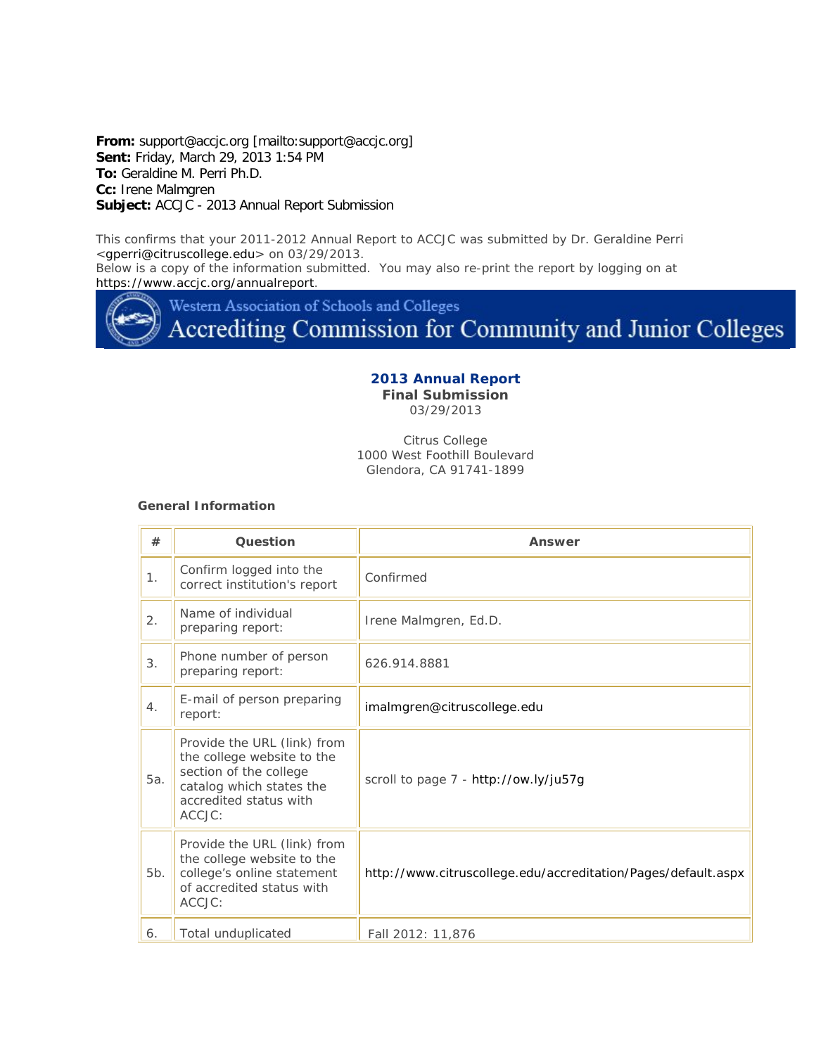**From:** support@accjc.org [mailto:support@accjc.org]
**Sent:** Friday, March 29, 2013 1:54 PM
**To:** Geraldine M. Perri Ph.D.
**Cc:** Irene Malmgren
**Subject:** ACCJC - 2013 Annual Report Submission

This confirms that your 2011-2012 Annual Report to ACCJC was submitted by Dr. Geraldine Perri <gperri@citruscollege.edu> on 03/29/2013.
Below is a copy of the information submitted. You may also re-print the report by logging on at https://www.accjc.org/annualreport.

Western Association of Schools and Colleges
Accrediting Commission for Community and Junior Colleges

## 2013 Annual Report

**Final Submission**
03/29/2013

Citrus College
1000 West Foothill Boulevard
Glendora, CA 91741-1899

### General Information

| # | Question | Answer |
|---|---|---|
| 1. | Confirm logged into the correct institution's report | Confirmed |
| 2. | Name of individual preparing report: | Irene Malmgren, Ed.D. |
| 3. | Phone number of person preparing report: | 626.914.8881 |
| 4. | E-mail of person preparing report: | imalmgren@citruscollege.edu |
| 5a. | Provide the URL (link) from the college website to the section of the college catalog which states the accredited status with ACCJC: | scroll to page 7 - http://ow.ly/ju57g |
| 5b. | Provide the URL (link) from the college website to the college's online statement of accredited status with ACCJC: | http://www.citruscollege.edu/accreditation/Pages/default.aspx |
| 6. | Total unduplicated | Fall 2012: 11,876 |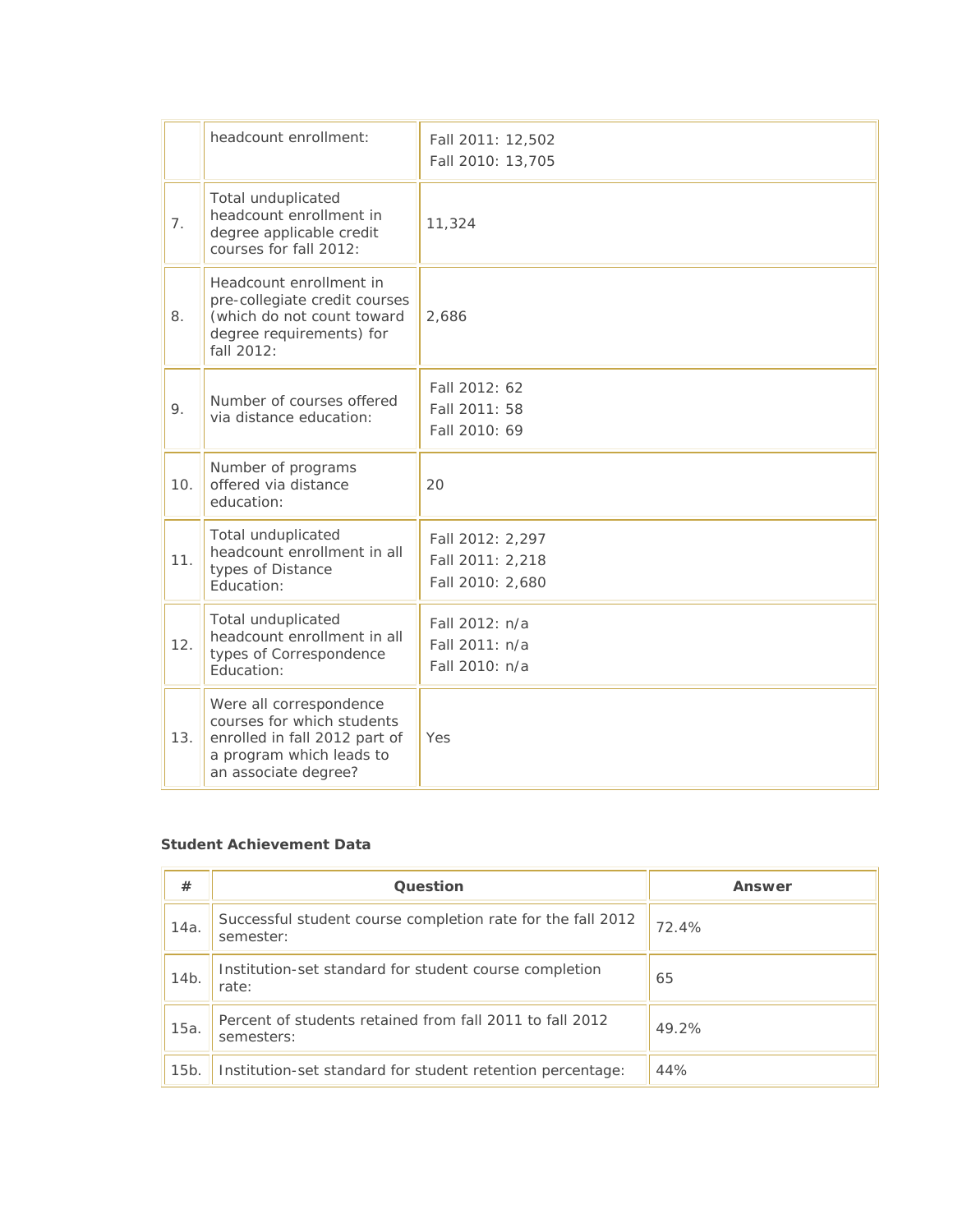| | | |
|---|---|---|
| | headcount enrollment: | Fall 2011: 12,502<br>Fall 2010: 13,705 |
| 7. | Total unduplicated headcount enrollment in degree applicable credit courses for fall 2012: | 11,324 |
| 8. | Headcount enrollment in pre-collegiate credit courses (which do not count toward degree requirements) for fall 2012: | 2,686 |
| 9. | Number of courses offered via distance education: | Fall 2012: 62<br>Fall 2011: 58<br>Fall 2010: 69 |
| 10. | Number of programs offered via distance education: | 20 |
| 11. | Total unduplicated headcount enrollment in all types of Distance Education: | Fall 2012: 2,297<br>Fall 2011: 2,218<br>Fall 2010: 2,680 |
| 12. | Total unduplicated headcount enrollment in all types of Correspondence Education: | Fall 2012: n/a<br>Fall 2011: n/a<br>Fall 2010: n/a |
| 13. | Were all correspondence courses for which students enrolled in fall 2012 part of a program which leads to an associate degree? | Yes |

**Student Achievement Data**

| # | Question | Answer |
|---|---|---|
| 14a. | Successful student course completion rate for the fall 2012 semester: | 72.4% |
| 14b. | Institution-set standard for student course completion rate: | 65 |
| 15a. | Percent of students retained from fall 2011 to fall 2012 semesters: | 49.2% |
| 15b. | Institution-set standard for student retention percentage: | 44% |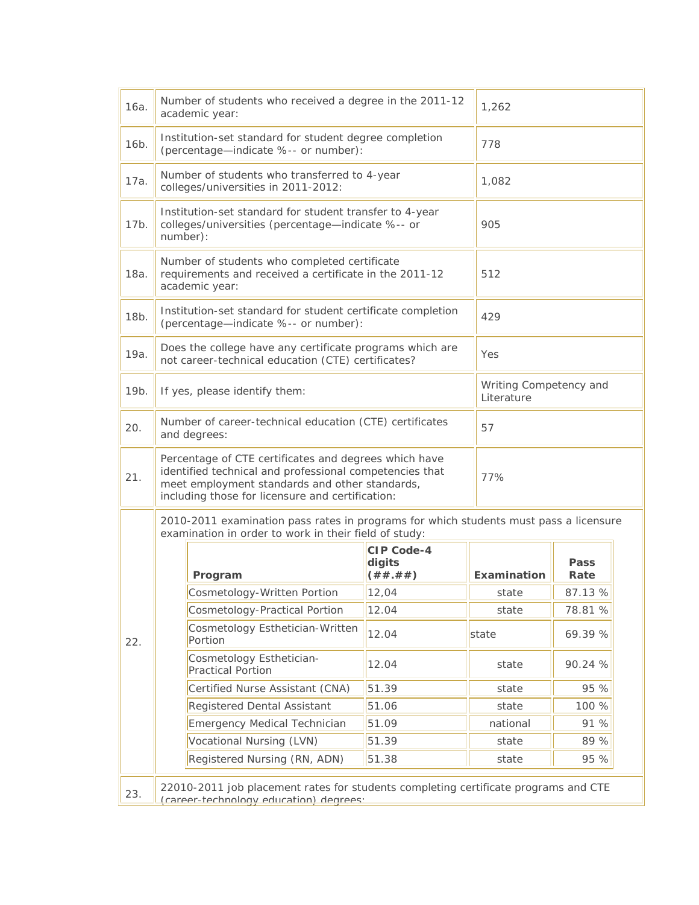| | | |
|---|---|---|
| 16a. | Number of students who received a degree in the 2011-12 academic year: | 1,262 |
| 16b. | Institution-set standard for student degree completion (percentage—indicate %-- or number): | 778 |
| 17a. | Number of students who transferred to 4-year colleges/universities in 2011-2012: | 1,082 |
| 17b. | Institution-set standard for student transfer to 4-year colleges/universities (percentage—indicate %-- or number): | 905 |
| 18a. | Number of students who completed certificate requirements and received a certificate in the 2011-12 academic year: | 512 |
| 18b. | Institution-set standard for student certificate completion (percentage—indicate %-- or number): | 429 |
| 19a. | Does the college have any certificate programs which are not career-technical education (CTE) certificates? | Yes |
| 19b. | If yes, please identify them: | Writing Competency and Literature |
| 20. | Number of career-technical education (CTE) certificates and degrees: | 57 |
| 21. | Percentage of CTE certificates and degrees which have identified technical and professional competencies that meet employment standards and other standards, including those for licensure and certification: | 77% |

22. 2010-2011 examination pass rates in programs for which students must pass a licensure examination in order to work in their field of study:

| **Program** | **CIP Code-4 digits (##.##)** | **Examination** | **Pass Rate** |
|---|---|---|---|
| Cosmetology-Written Portion | 12,04 | state | 87.13 % |
| Cosmetology-Practical Portion | 12.04 | state | 78.81 % |
| Cosmetology Esthetician-Written Portion | 12.04 | state | 69.39 % |
| Cosmetology Esthetician-Practical Portion | 12.04 | state | 90.24 % |
| Certified Nurse Assistant (CNA) | 51.39 | state | 95 % |
| Registered Dental Assistant | 51.06 | state | 100 % |
| Emergency Medical Technician | 51.09 | national | 91 % |
| Vocational Nursing (LVN) | 51.39 | state | 89 % |
| Registered Nursing (RN, ADN) | 51.38 | state | 95 % |

23. 22010-2011 job placement rates for students completing certificate programs and CTE (career-technology education) degrees: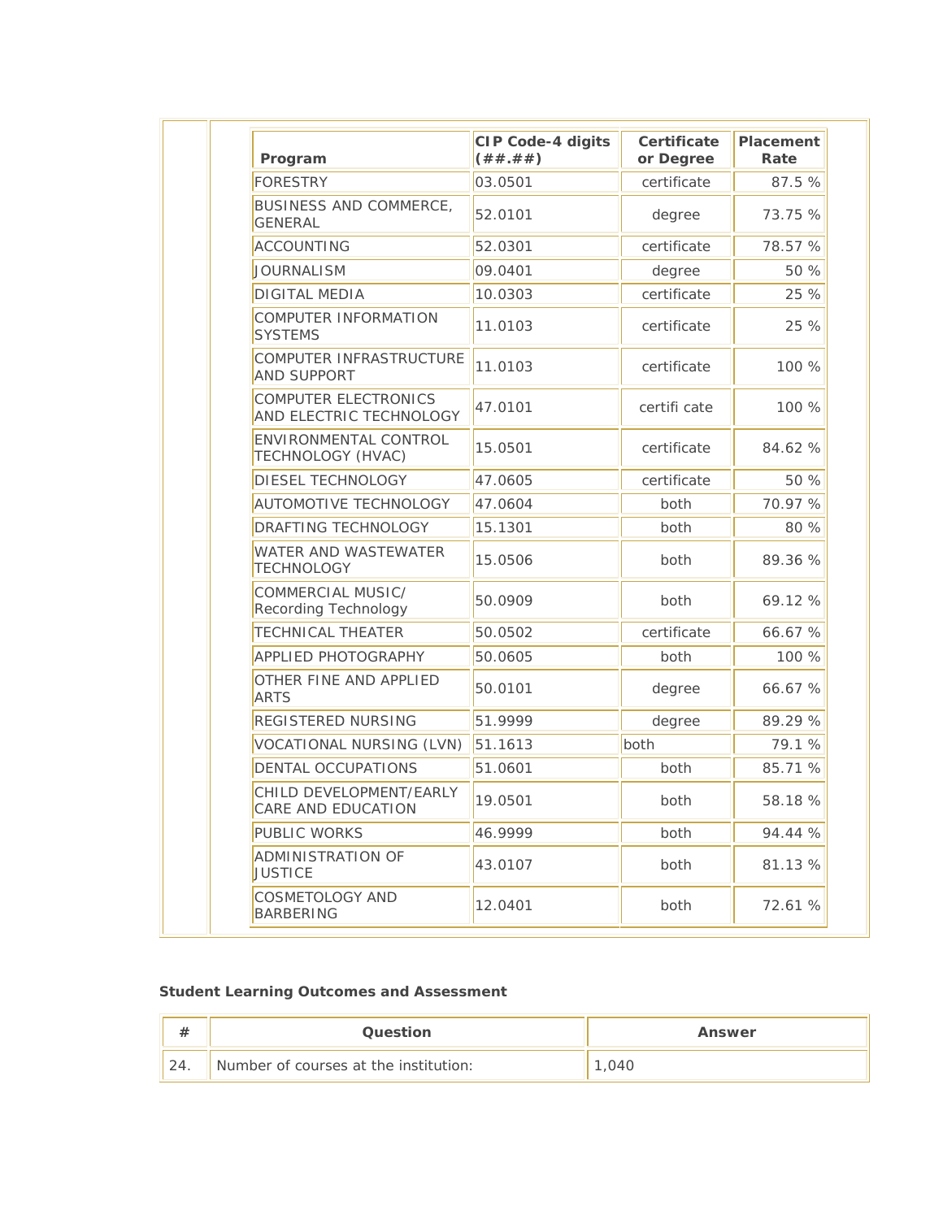| Program | CIP Code-4 digits (##.##) | Certificate or Degree | Placement Rate |
|---|---|---|---|
| FORESTRY | 03.0501 | certificate | 87.5 % |
| BUSINESS AND COMMERCE, GENERAL | 52.0101 | degree | 73.75 % |
| ACCOUNTING | 52.0301 | certificate | 78.57 % |
| JOURNALISM | 09.0401 | degree | 50 % |
| DIGITAL MEDIA | 10.0303 | certificate | 25 % |
| COMPUTER INFORMATION SYSTEMS | 11.0103 | certificate | 25 % |
| COMPUTER INFRASTRUCTURE AND SUPPORT | 11.0103 | certificate | 100 % |
| COMPUTER ELECTRONICS AND ELECTRIC TECHNOLOGY | 47.0101 | certifi cate | 100 % |
| ENVIRONMENTAL CONTROL TECHNOLOGY (HVAC) | 15.0501 | certificate | 84.62 % |
| DIESEL TECHNOLOGY | 47.0605 | certificate | 50 % |
| AUTOMOTIVE TECHNOLOGY | 47.0604 | both | 70.97 % |
| DRAFTING TECHNOLOGY | 15.1301 | both | 80 % |
| WATER AND WASTEWATER TECHNOLOGY | 15.0506 | both | 89.36 % |
| COMMERCIAL MUSIC/ Recording Technology | 50.0909 | both | 69.12 % |
| TECHNICAL THEATER | 50.0502 | certificate | 66.67 % |
| APPLIED PHOTOGRAPHY | 50.0605 | both | 100 % |
| OTHER FINE AND APPLIED ARTS | 50.0101 | degree | 66.67 % |
| REGISTERED NURSING | 51.9999 | degree | 89.29 % |
| VOCATIONAL NURSING (LVN) | 51.1613 | both | 79.1 % |
| DENTAL OCCUPATIONS | 51.0601 | both | 85.71 % |
| CHILD DEVELOPMENT/EARLY CARE AND EDUCATION | 19.0501 | both | 58.18 % |
| PUBLIC WORKS | 46.9999 | both | 94.44 % |
| ADMINISTRATION OF JUSTICE | 43.0107 | both | 81.13 % |
| COSMETOLOGY AND BARBERING | 12.0401 | both | 72.61 % |

**Student Learning Outcomes and Assessment**

| # | Question | Answer |
|---|---|---|
| 24. | Number of courses at the institution: | 1,040 |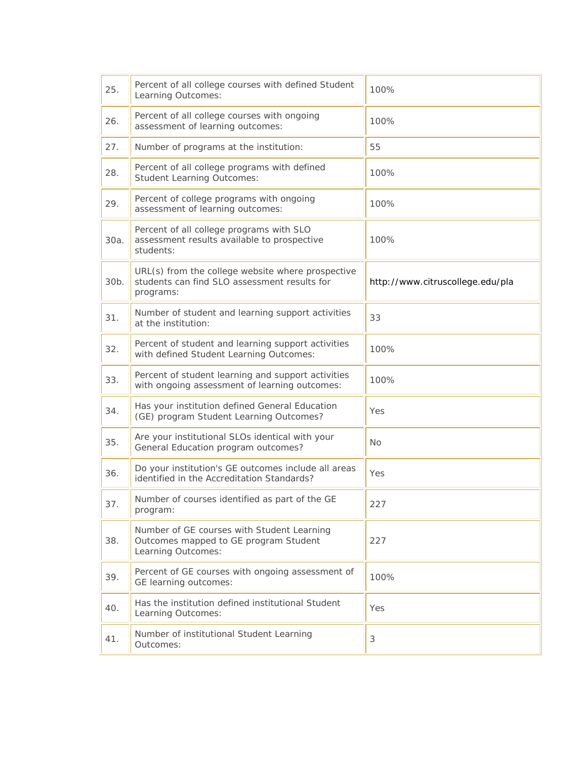| | | |
|---|---|---|
| 25. | Percent of all college courses with defined Student Learning Outcomes: | 100% |
| 26. | Percent of all college courses with ongoing assessment of learning outcomes: | 100% |
| 27. | Number of programs at the institution: | 55 |
| 28. | Percent of all college programs with defined Student Learning Outcomes: | 100% |
| 29. | Percent of college programs with ongoing assessment of learning outcomes: | 100% |
| 30a. | Percent of all college programs with SLO assessment results available to prospective students: | 100% |
| 30b. | URL(s) from the college website where prospective students can find SLO assessment results for programs: | http://www.citruscollege.edu/pla |
| 31. | Number of student and learning support activities at the institution: | 33 |
| 32. | Percent of student and learning support activities with defined Student Learning Outcomes: | 100% |
| 33. | Percent of student learning and support activities with ongoing assessment of learning outcomes: | 100% |
| 34. | Has your institution defined General Education (GE) program Student Learning Outcomes? | Yes |
| 35. | Are your institutional SLOs identical with your General Education program outcomes? | No |
| 36. | Do your institution's GE outcomes include all areas identified in the Accreditation Standards? | Yes |
| 37. | Number of courses identified as part of the GE program: | 227 |
| 38. | Number of GE courses with Student Learning Outcomes mapped to GE program Student Learning Outcomes: | 227 |
| 39. | Percent of GE courses with ongoing assessment of GE learning outcomes: | 100% |
| 40. | Has the institution defined institutional Student Learning Outcomes: | Yes |
| 41. | Number of institutional Student Learning Outcomes: | 3 |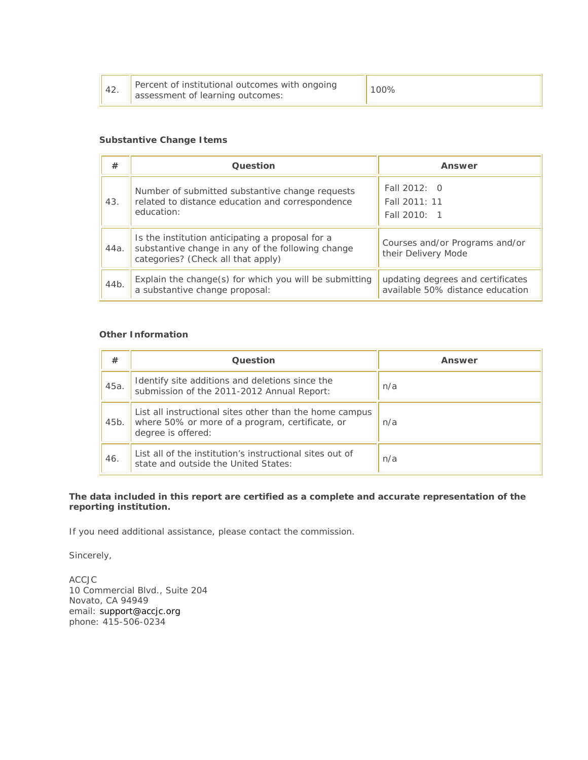| | | |
|---|---|---|
| 42. | Percent of institutional outcomes with ongoing assessment of learning outcomes: | 100% |

**Substantive Change Items**

| # | Question | Answer |
|---|---|---|
| 43. | Number of submitted substantive change requests related to distance education and correspondence education: | Fall 2012: 0<br>Fall 2011: 11<br>Fall 2010: 1 |
| 44a. | Is the institution anticipating a proposal for a substantive change in any of the following change categories? (Check all that apply) | Courses and/or Programs and/or their Delivery Mode |
| 44b. | Explain the change(s) for which you will be submitting a substantive change proposal: | updating degrees and certificates available 50% distance education |

**Other Information**

| # | Question | Answer |
|---|---|---|
| 45a. | Identify site additions and deletions since the submission of the 2011-2012 Annual Report: | n/a |
| 45b. | List all instructional sites other than the home campus where 50% or more of a program, certificate, or degree is offered: | n/a |
| 46. | List all of the institution's instructional sites out of state and outside the United States: | n/a |

**The data included in this report are certified as a complete and accurate representation of the reporting institution.**

If you need additional assistance, please contact the commission.

Sincerely,

ACCJC
10 Commercial Blvd., Suite 204
Novato, CA 94949
email: support@accjc.org
phone: 415-506-0234